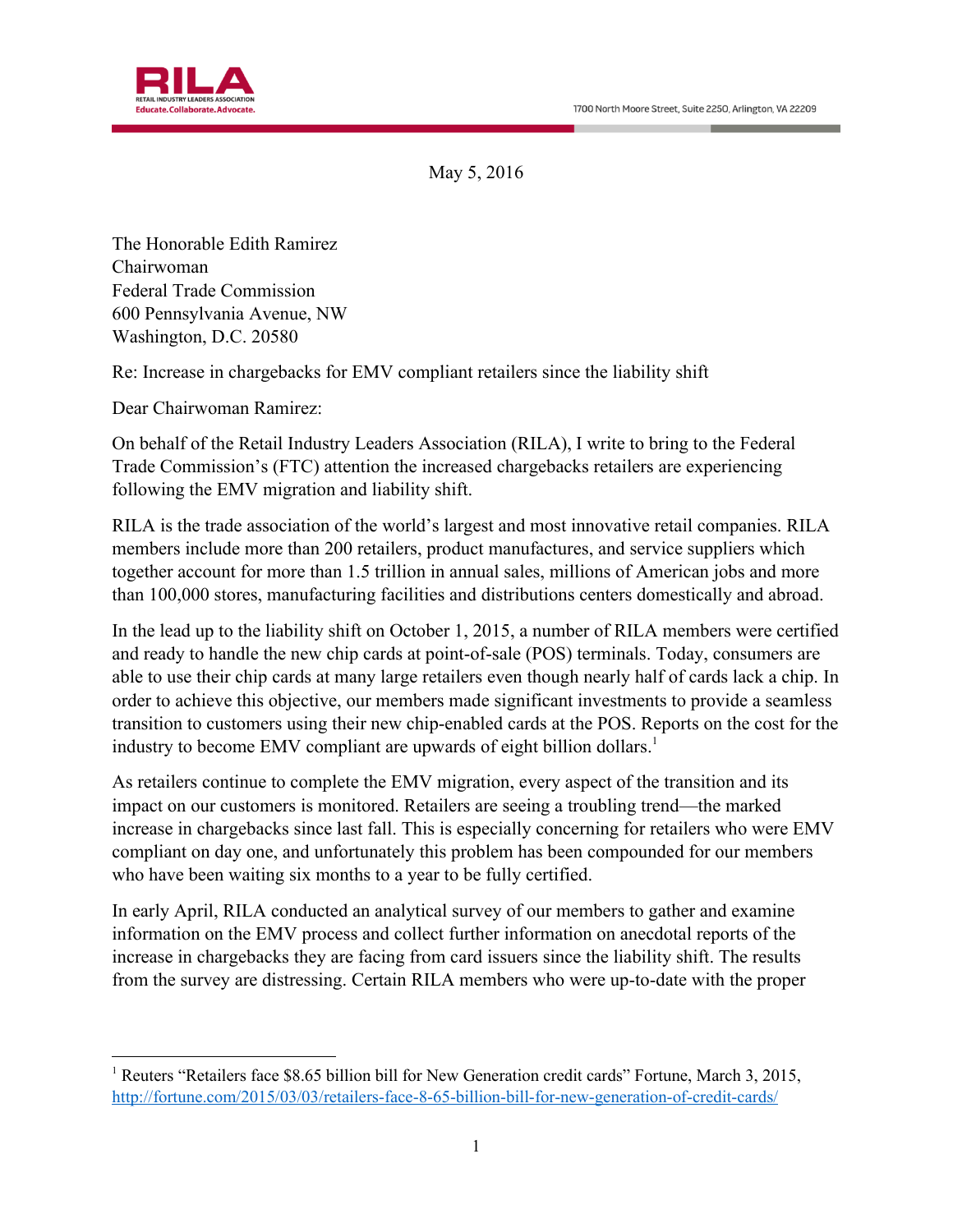RILA

RETAIL INDUSTRY LEADERS ASSOCIATION

Educate.Collaborate.Advocate.

1700 North Moore Street, Suite 2250, Arlington, VA 22209

May 5, 2016

The Honorable Edith Ramirez
Chairwoman
Federal Trade Commission
600 Pennsylvania Avenue, NW
Washington, D.C. 20580

Re: Increase in chargebacks for EMV compliant retailers since the liability shift

Dear Chairwoman Ramirez:

On behalf of the Retail Industry Leaders Association (RILA), I write to bring to the Federal Trade Commission's (FTC) attention the increased chargebacks retailers are experiencing following the EMV migration and liability shift.

RILA is the trade association of the world's largest and most innovative retail companies. RILA members include more than 200 retailers, product manufactures, and service suppliers which together account for more than 1.5 trillion in annual sales, millions of American jobs and more than 100,000 stores, manufacturing facilities and distributions centers domestically and abroad.

In the lead up to the liability shift on October 1, 2015, a number of RILA members were certified and ready to handle the new chip cards at point-of-sale (POS) terminals. Today, consumers are able to use their chip cards at many large retailers even though nearly half of cards lack a chip. In order to achieve this objective, our members made significant investments to provide a seamless transition to customers using their new chip-enabled cards at the POS. Reports on the cost for the industry to become EMV compliant are upwards of eight billion dollars.[1]

As retailers continue to complete the EMV migration, every aspect of the transition and its impact on our customers is monitored. Retailers are seeing a troubling trend—the marked increase in chargebacks since last fall. This is especially concerning for retailers who were EMV compliant on day one, and unfortunately this problem has been compounded for our members who have been waiting six months to a year to be fully certified.

In early April, RILA conducted an analytical survey of our members to gather and examine information on the EMV process and collect further information on anecdotal reports of the increase in chargebacks they are facing from card issuers since the liability shift. The results from the survey are distressing. Certain RILA members who were up-to-date with the proper

---

[1] Reuters "Retailers face $8.65 billion bill for New Generation credit cards" Fortune, March 3, 2015, http://fortune.com/2015/03/03/retailers-face-8-65-billion-bill-for-new-generation-of-credit-cards/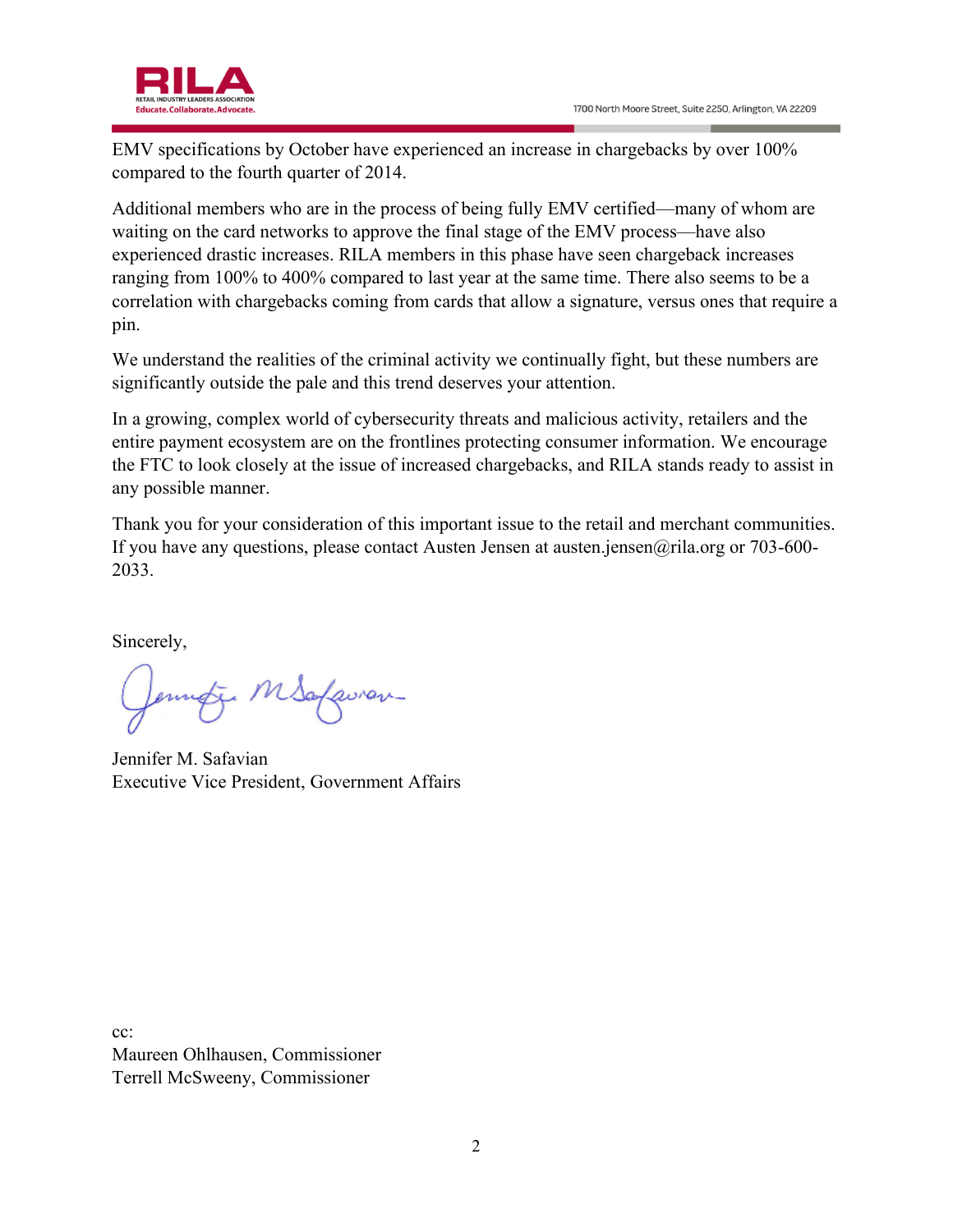EMV specifications by October have experienced an increase in chargebacks by over 100% compared to the fourth quarter of 2014.

Additional members who are in the process of being fully EMV certified—many of whom are waiting on the card networks to approve the final stage of the EMV process—have also experienced drastic increases. RILA members in this phase have seen chargeback increases ranging from 100% to 400% compared to last year at the same time. There also seems to be a correlation with chargebacks coming from cards that allow a signature, versus ones that require a pin.

We understand the realities of the criminal activity we continually fight, but these numbers are significantly outside the pale and this trend deserves your attention.

In a growing, complex world of cybersecurity threats and malicious activity, retailers and the entire payment ecosystem are on the frontlines protecting consumer information. We encourage the FTC to look closely at the issue of increased chargebacks, and RILA stands ready to assist in any possible manner.

Thank you for your consideration of this important issue to the retail and merchant communities. If you have any questions, please contact Austen Jensen at austen.jensen@rila.org or 703-600-2033.

Sincerely,

Jennifer M. Safavian
Executive Vice President, Government Affairs

cc:
Maureen Ohlhausen, Commissioner
Terrell McSweeny, Commissioner